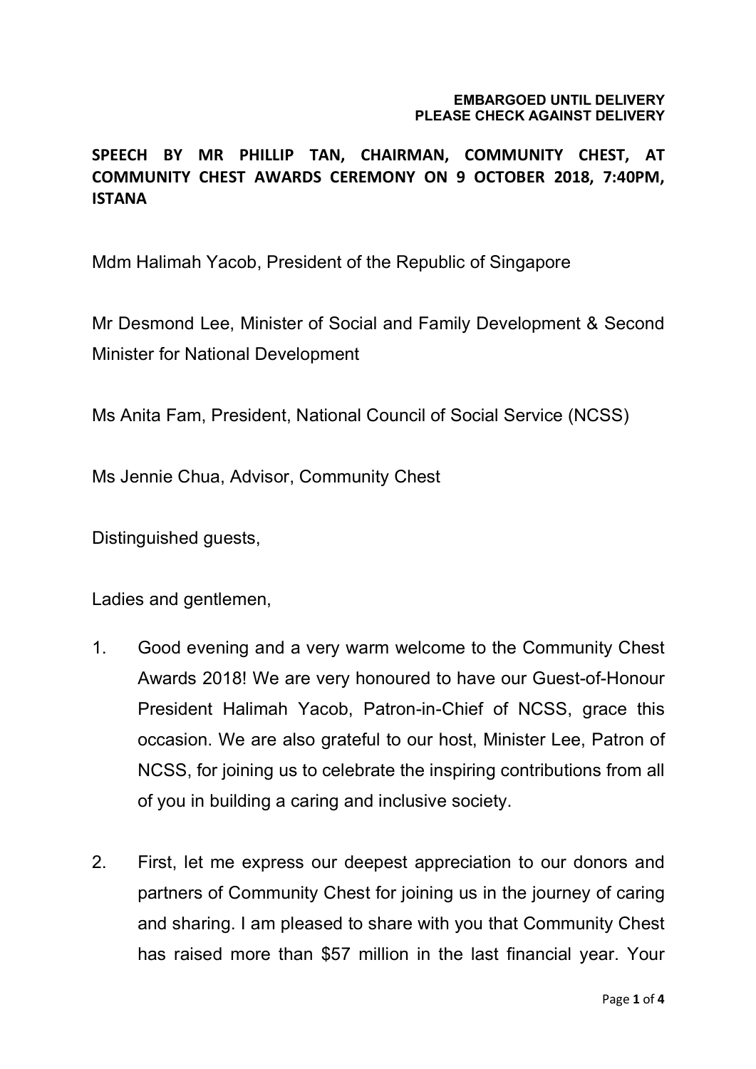**EMBARGOED UNTIL DELIVERY**
**PLEASE CHECK AGAINST DELIVERY**

**SPEECH BY MR PHILLIP TAN, CHAIRMAN, COMMUNITY CHEST, AT COMMUNITY CHEST AWARDS CEREMONY ON 9 OCTOBER 2018, 7:40PM, ISTANA**

Mdm Halimah Yacob, President of the Republic of Singapore

Mr Desmond Lee, Minister of Social and Family Development & Second Minister for National Development

Ms Anita Fam, President, National Council of Social Service (NCSS)

Ms Jennie Chua, Advisor, Community Chest

Distinguished guests,

Ladies and gentlemen,

1. Good evening and a very warm welcome to the Community Chest Awards 2018! We are very honoured to have our Guest-of-Honour President Halimah Yacob, Patron-in-Chief of NCSS, grace this occasion. We are also grateful to our host, Minister Lee, Patron of NCSS, for joining us to celebrate the inspiring contributions from all of you in building a caring and inclusive society.

2. First, let me express our deepest appreciation to our donors and partners of Community Chest for joining us in the journey of caring and sharing. I am pleased to share with you that Community Chest has raised more than $57 million in the last financial year. Your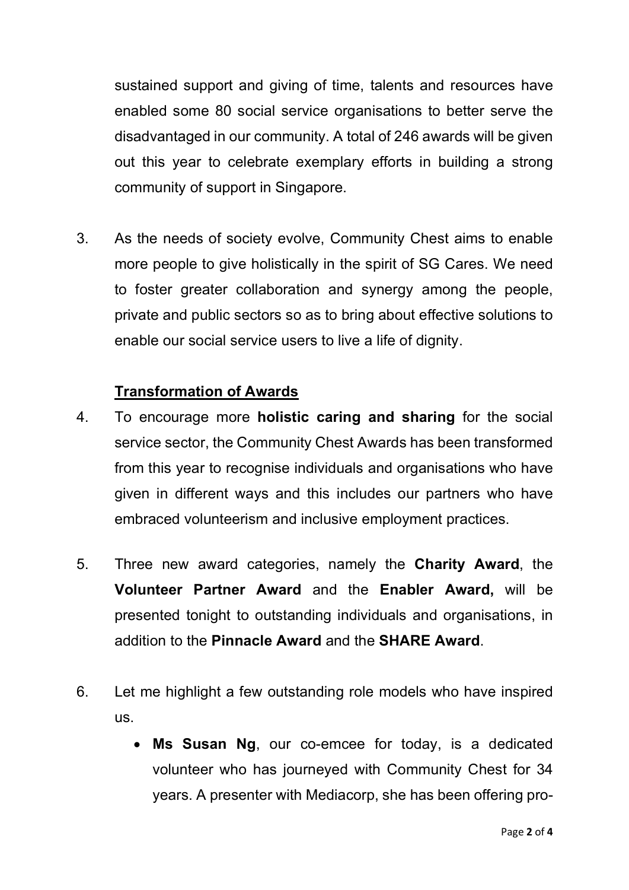sustained support and giving of time, talents and resources have enabled some 80 social service organisations to better serve the disadvantaged in our community. A total of 246 awards will be given out this year to celebrate exemplary efforts in building a strong community of support in Singapore.

3. As the needs of society evolve, Community Chest aims to enable more people to give holistically in the spirit of SG Cares. We need to foster greater collaboration and synergy among the people, private and public sectors so as to bring about effective solutions to enable our social service users to live a life of dignity.

## <u>Transformation of Awards</u>

4. To encourage more **holistic caring and sharing** for the social service sector, the Community Chest Awards has been transformed from this year to recognise individuals and organisations who have given in different ways and this includes our partners who have embraced volunteerism and inclusive employment practices.

5. Three new award categories, namely the **Charity Award**, the **Volunteer Partner Award** and the **Enabler Award,** will be presented tonight to outstanding individuals and organisations, in addition to the **Pinnacle Award** and the **SHARE Award**.

6. Let me highlight a few outstanding role models who have inspired us.

   - **Ms Susan Ng**, our co-emcee for today, is a dedicated volunteer who has journeyed with Community Chest for 34 years. A presenter with Mediacorp, she has been offering pro-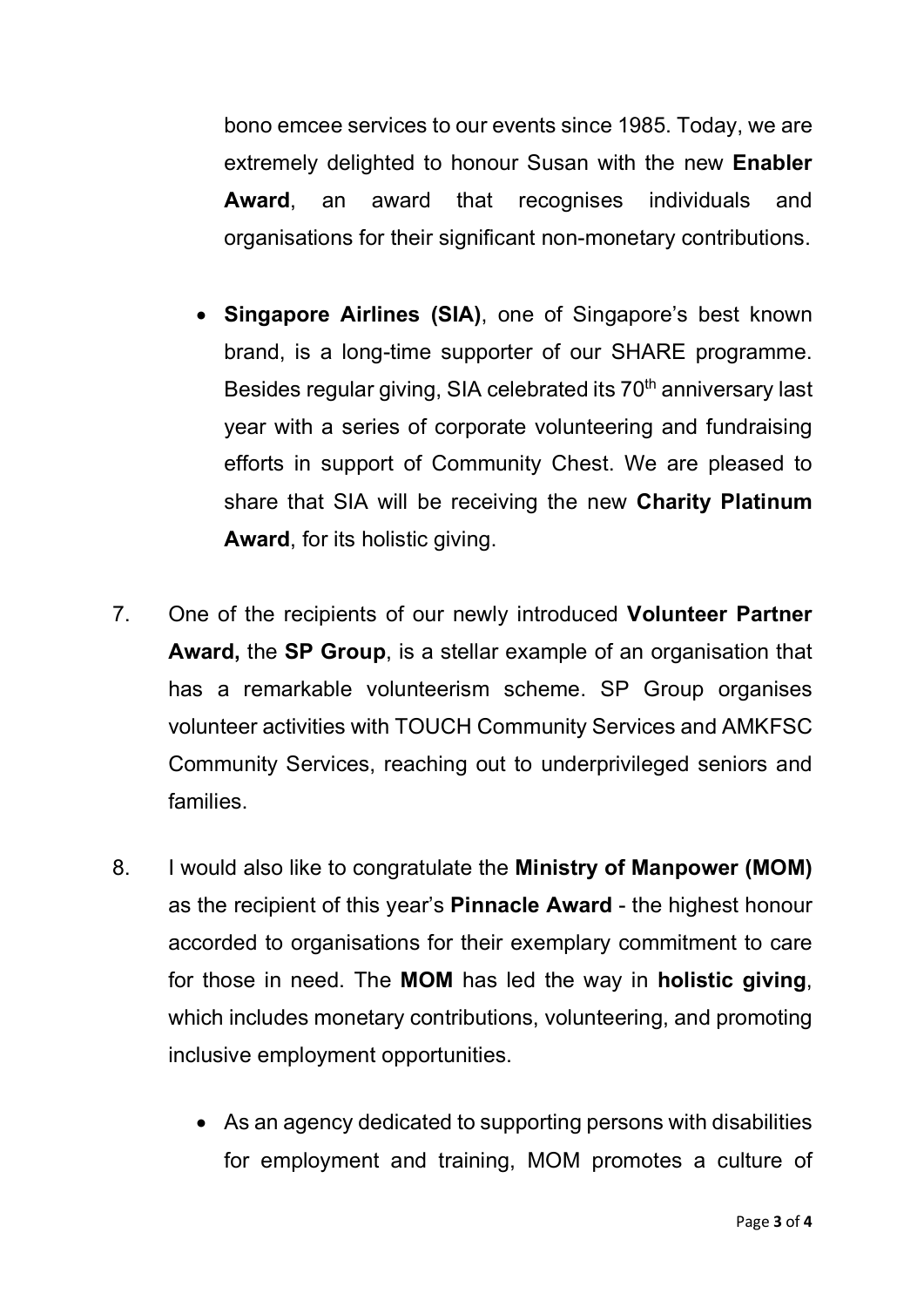bono emcee services to our events since 1985. Today, we are extremely delighted to honour Susan with the new **Enabler Award**, an award that recognises individuals and organisations for their significant non-monetary contributions.

- **Singapore Airlines (SIA)**, one of Singapore's best known brand, is a long-time supporter of our SHARE programme. Besides regular giving, SIA celebrated its 70th anniversary last year with a series of corporate volunteering and fundraising efforts in support of Community Chest. We are pleased to share that SIA will be receiving the new **Charity Platinum Award**, for its holistic giving.

7. One of the recipients of our newly introduced **Volunteer Partner Award,** the **SP Group**, is a stellar example of an organisation that has a remarkable volunteerism scheme. SP Group organises volunteer activities with TOUCH Community Services and AMKFSC Community Services, reaching out to underprivileged seniors and families.

8. I would also like to congratulate the **Ministry of Manpower (MOM)** as the recipient of this year's **Pinnacle Award** - the highest honour accorded to organisations for their exemplary commitment to care for those in need. The **MOM** has led the way in **holistic giving**, which includes monetary contributions, volunteering, and promoting inclusive employment opportunities.

   - As an agency dedicated to supporting persons with disabilities for employment and training, MOM promotes a culture of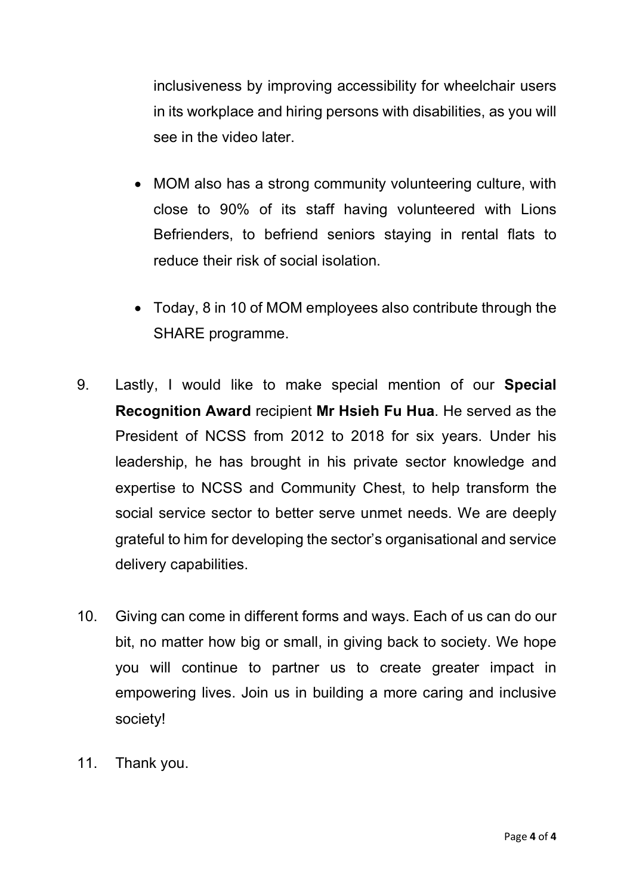inclusiveness by improving accessibility for wheelchair users in its workplace and hiring persons with disabilities, as you will see in the video later.

- MOM also has a strong community volunteering culture, with close to 90% of its staff having volunteered with Lions Befrienders, to befriend seniors staying in rental flats to reduce their risk of social isolation.

- Today, 8 in 10 of MOM employees also contribute through the SHARE programme.

9. Lastly, I would like to make special mention of our **Special Recognition Award** recipient **Mr Hsieh Fu Hua**. He served as the President of NCSS from 2012 to 2018 for six years. Under his leadership, he has brought in his private sector knowledge and expertise to NCSS and Community Chest, to help transform the social service sector to better serve unmet needs. We are deeply grateful to him for developing the sector's organisational and service delivery capabilities.

10. Giving can come in different forms and ways. Each of us can do our bit, no matter how big or small, in giving back to society. We hope you will continue to partner us to create greater impact in empowering lives. Join us in building a more caring and inclusive society!

11. Thank you.